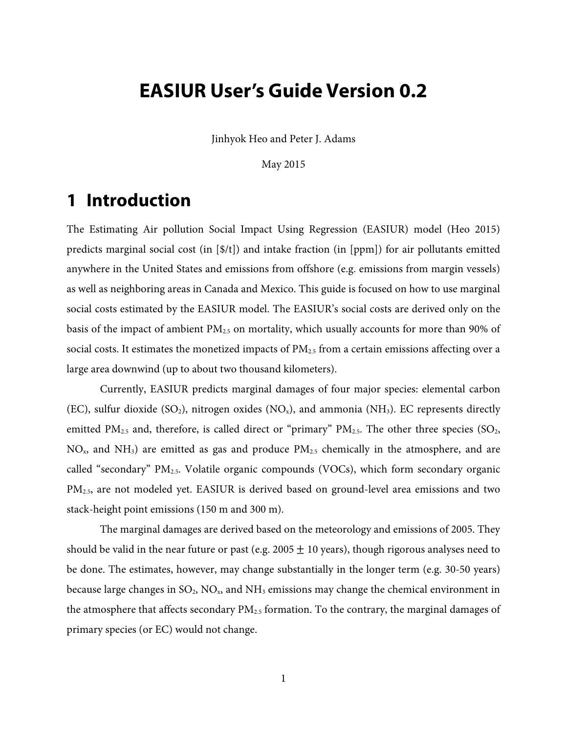# EASIUR User's Guide Version 0.2

Jinhyok Heo and Peter J. Adams

May 2015

## 1 Introduction

The Estimating Air pollution Social Impact Using Regression (EASIUR) model (Heo 2015) predicts marginal social cost (in [$/t]) and intake fraction (in [ppm]) for air pollutants emitted anywhere in the United States and emissions from offshore (e.g. emissions from margin vessels) as well as neighboring areas in Canada and Mexico. This guide is focused on how to use marginal social costs estimated by the EASIUR model. The EASIUR's social costs are derived only on the basis of the impact of ambient $PM_{2.5}$ on mortality, which usually accounts for more than 90% of social costs. It estimates the monetized impacts of $PM_{2.5}$ from a certain emissions affecting over a large area downwind (up to about two thousand kilometers).

Currently, EASIUR predicts marginal damages of four major species: elemental carbon (EC), sulfur dioxide ($SO_2$), nitrogen oxides ($NO_x$), and ammonia ($NH_3$). EC represents directly emitted $PM_{2.5}$ and, therefore, is called direct or "primary" $PM_{2.5}$. The other three species ($SO_2$, $NO_x$, and $NH_3$) are emitted as gas and produce $PM_{2.5}$ chemically in the atmosphere, and are called "secondary" $PM_{2.5}$. Volatile organic compounds (VOCs), which form secondary organic $PM_{2.5}$, are not modeled yet. EASIUR is derived based on ground-level area emissions and two stack-height point emissions (150 m and 300 m).

The marginal damages are derived based on the meteorology and emissions of 2005. They should be valid in the near future or past (e.g. 2005 $\pm$ 10 years), though rigorous analyses need to be done. The estimates, however, may change substantially in the longer term (e.g. 30-50 years) because large changes in $SO_2$, $NO_x$, and $NH_3$ emissions may change the chemical environment in the atmosphere that affects secondary $PM_{2.5}$ formation. To the contrary, the marginal damages of primary species (or EC) would not change.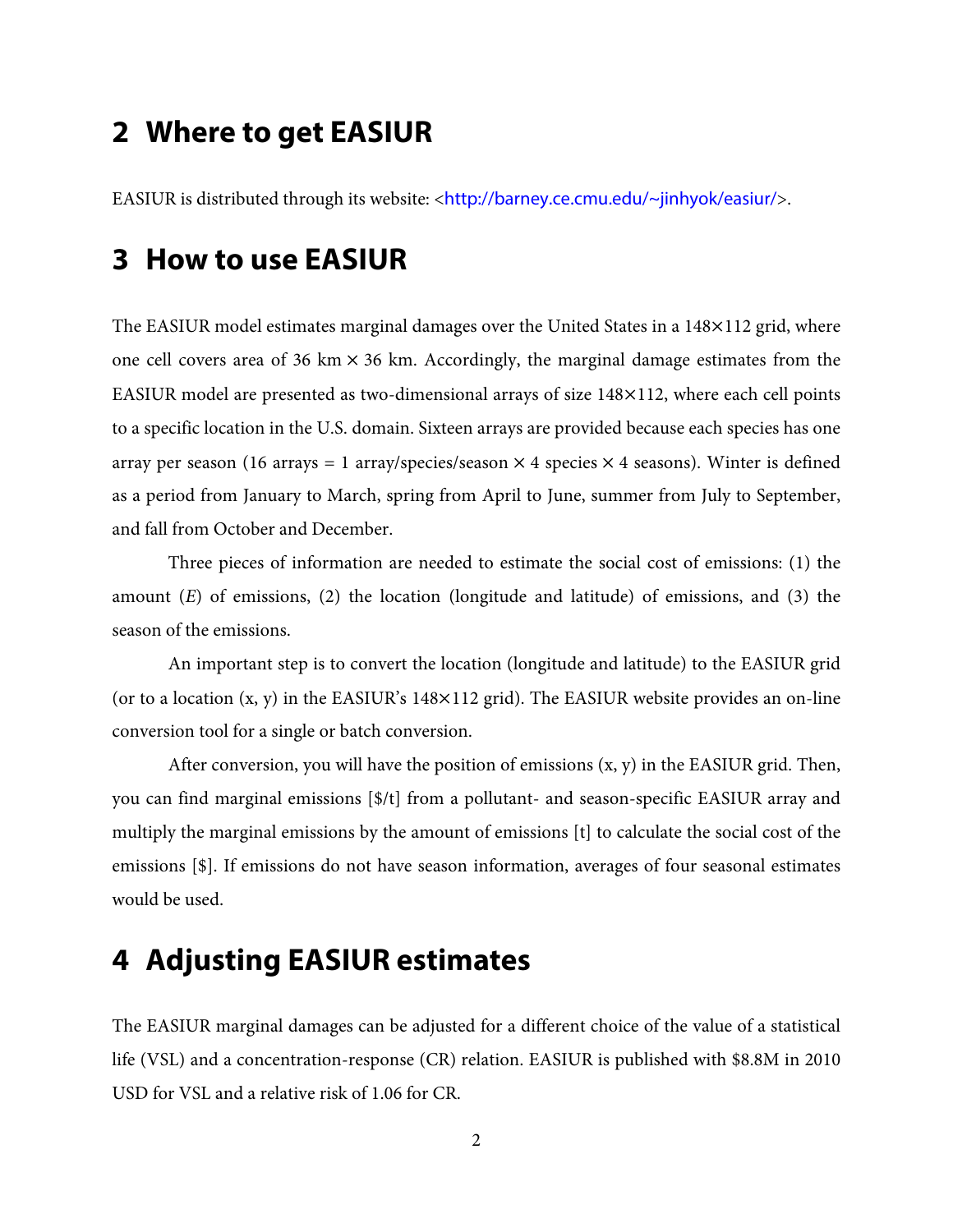## 2 Where to get EASIUR

EASIUR is distributed through its website: <http://barney.ce.cmu.edu/~jinhyok/easiur/>.

## 3 How to use EASIUR

The EASIUR model estimates marginal damages over the United States in a 148×112 grid, where one cell covers area of 36 km × 36 km. Accordingly, the marginal damage estimates from the EASIUR model are presented as two-dimensional arrays of size 148×112, where each cell points to a specific location in the U.S. domain. Sixteen arrays are provided because each species has one array per season (16 arrays = 1 array/species/season × 4 species × 4 seasons). Winter is defined as a period from January to March, spring from April to June, summer from July to September, and fall from October and December.

Three pieces of information are needed to estimate the social cost of emissions: (1) the amount ($E$) of emissions, (2) the location (longitude and latitude) of emissions, and (3) the season of the emissions.

An important step is to convert the location (longitude and latitude) to the EASIUR grid (or to a location (x, y) in the EASIUR's 148×112 grid). The EASIUR website provides an on-line conversion tool for a single or batch conversion.

After conversion, you will have the position of emissions (x, y) in the EASIUR grid. Then, you can find marginal emissions [$/t] from a pollutant- and season-specific EASIUR array and multiply the marginal emissions by the amount of emissions [t] to calculate the social cost of the emissions [$]. If emissions do not have season information, averages of four seasonal estimates would be used.

## 4 Adjusting EASIUR estimates

The EASIUR marginal damages can be adjusted for a different choice of the value of a statistical life (VSL) and a concentration-response (CR) relation. EASIUR is published with $8.8M in 2010 USD for VSL and a relative risk of 1.06 for CR.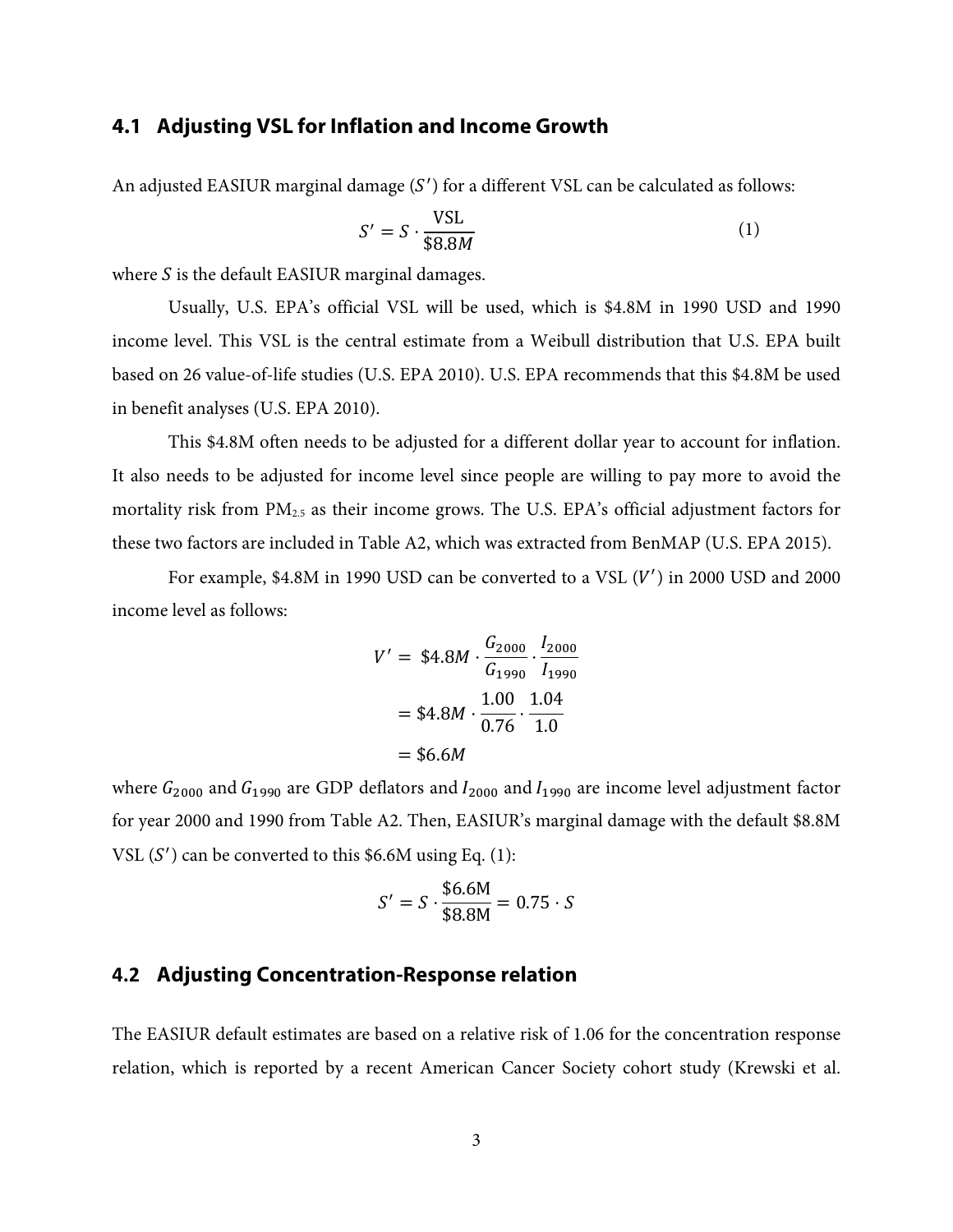## 4.1 Adjusting VSL for Inflation and Income Growth

An adjusted EASIUR marginal damage ($S'$) for a different VSL can be calculated as follows:

$$S' = S \cdot \frac{\text{VSL}}{\$8.8M} \tag{1}$$

where $S$ is the default EASIUR marginal damages.

Usually, U.S. EPA's official VSL will be used, which is \$4.8M in 1990 USD and 1990 income level. This VSL is the central estimate from a Weibull distribution that U.S. EPA built based on 26 value-of-life studies (U.S. EPA 2010). U.S. EPA recommends that this \$4.8M be used in benefit analyses (U.S. EPA 2010).

This \$4.8M often needs to be adjusted for a different dollar year to account for inflation. It also needs to be adjusted for income level since people are willing to pay more to avoid the mortality risk from $PM_{2.5}$ as their income grows. The U.S. EPA's official adjustment factors for these two factors are included in Table A2, which was extracted from BenMAP (U.S. EPA 2015).

For example, \$4.8M in 1990 USD can be converted to a VSL ($V'$) in 2000 USD and 2000 income level as follows:

$$\begin{aligned} V' &= \$4.8M \cdot \frac{G_{2000}}{G_{1990}} \cdot \frac{I_{2000}}{I_{1990}} \\ &= \$4.8M \cdot \frac{1.00}{0.76} \cdot \frac{1.04}{1.0} \\ &= \$6.6M \end{aligned}$$

where $G_{2000}$ and $G_{1990}$ are GDP deflators and $I_{2000}$ and $I_{1990}$ are income level adjustment factor for year 2000 and 1990 from Table A2. Then, EASIUR's marginal damage with the default \$8.8M VSL ($S'$) can be converted to this \$6.6M using Eq. (1):

$$S' = S \cdot \frac{\$6.6\text{M}}{\$8.8\text{M}} = 0.75 \cdot S$$

## 4.2 Adjusting Concentration-Response relation

The EASIUR default estimates are based on a relative risk of 1.06 for the concentration response relation, which is reported by a recent American Cancer Society cohort study (Krewski et al.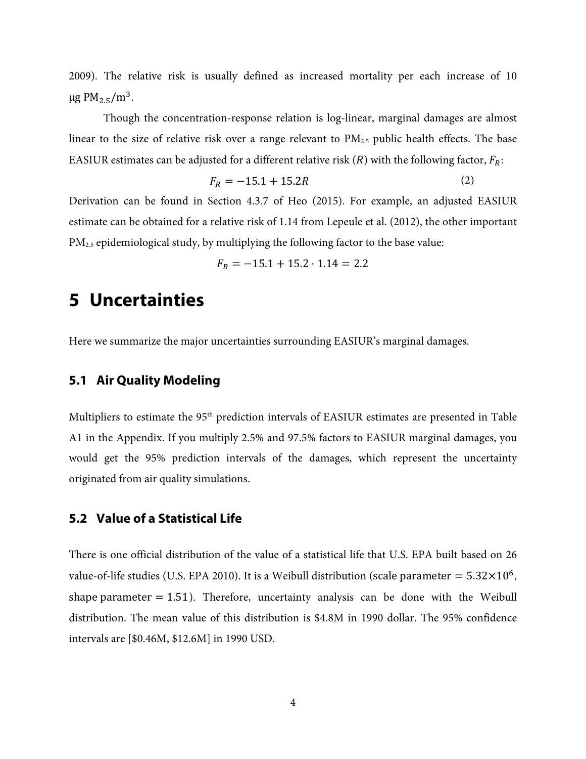2009). The relative risk is usually defined as increased mortality per each increase of 10 $\mu g\ PM_{2.5}/m^3$.

Though the concentration-response relation is log-linear, marginal damages are almost linear to the size of relative risk over a range relevant to $PM_{2.5}$ public health effects. The base EASIUR estimates can be adjusted for a different relative risk ($R$) with the following factor, $F_R$:

$$F_R = -15.1 + 15.2R \tag{2}$$

Derivation can be found in Section 4.3.7 of Heo (2015). For example, an adjusted EASIUR estimate can be obtained for a relative risk of 1.14 from Lepeule et al. (2012), the other important $PM_{2.5}$ epidemiological study, by multiplying the following factor to the base value:

$$F_R = -15.1 + 15.2 \cdot 1.14 = 2.2$$

# 5 Uncertainties

Here we summarize the major uncertainties surrounding EASIUR's marginal damages.

## 5.1 Air Quality Modeling

Multipliers to estimate the 95[th] prediction intervals of EASIUR estimates are presented in Table A1 in the Appendix. If you multiply 2.5% and 97.5% factors to EASIUR marginal damages, you would get the 95% prediction intervals of the damages, which represent the uncertainty originated from air quality simulations.

## 5.2 Value of a Statistical Life

There is one official distribution of the value of a statistical life that U.S. EPA built based on 26 value-of-life studies (U.S. EPA 2010). It is a Weibull distribution (scale parameter $= 5.32\times10^6$, shape parameter $= 1.51$). Therefore, uncertainty analysis can be done with the Weibull distribution. The mean value of this distribution is $4.8M in 1990 dollar. The 95% confidence intervals are [$0.46M, $12.6M] in 1990 USD.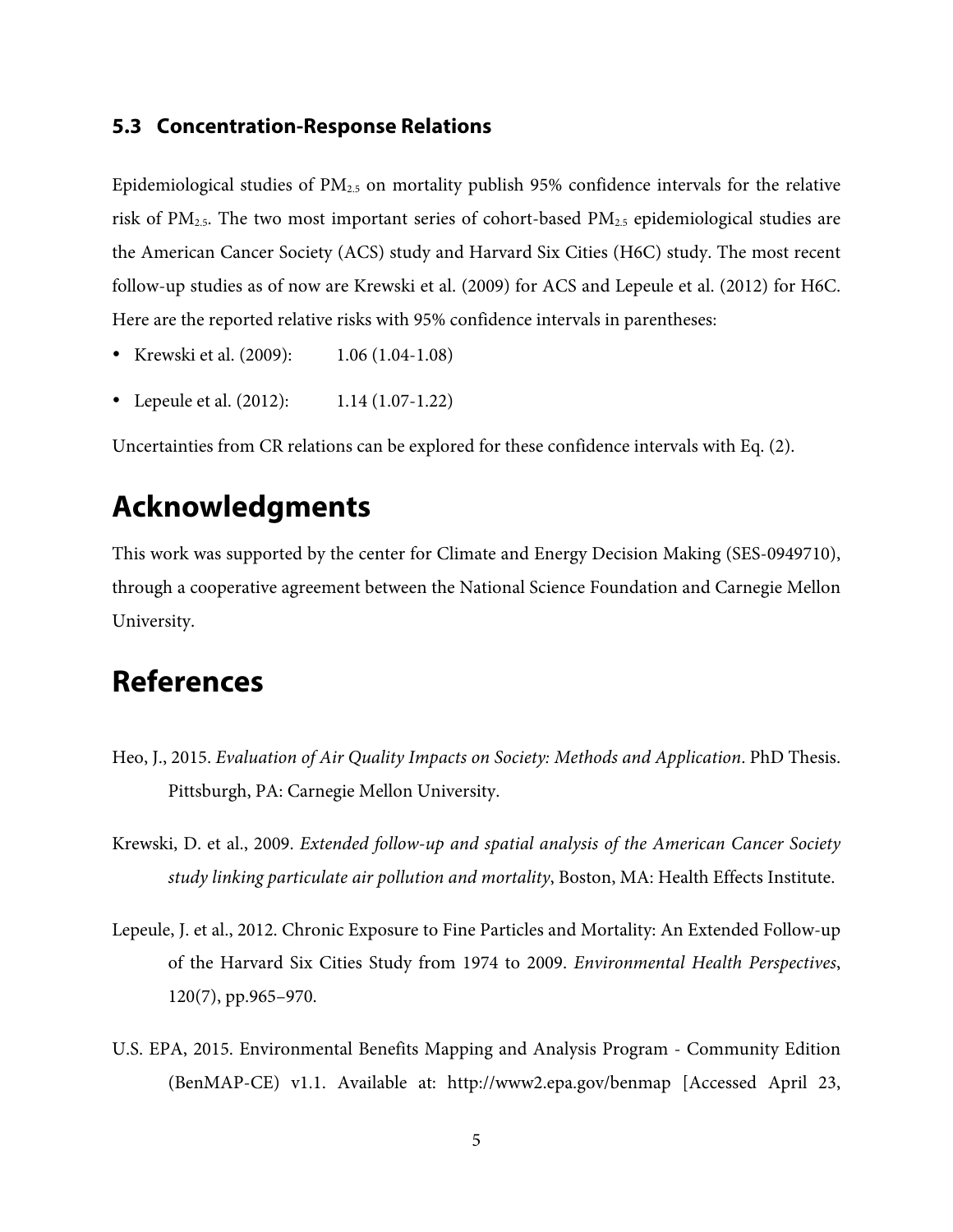### 5.3 Concentration-Response Relations

Epidemiological studies of $PM_{2.5}$ on mortality publish 95% confidence intervals for the relative risk of $PM_{2.5}$. The two most important series of cohort-based $PM_{2.5}$ epidemiological studies are the American Cancer Society (ACS) study and Harvard Six Cities (H6C) study. The most recent follow-up studies as of now are Krewski et al. (2009) for ACS and Lepeule et al. (2012) for H6C. Here are the reported relative risks with 95% confidence intervals in parentheses:

- Krewski et al. (2009): 1.06 (1.04-1.08)
- Lepeule et al. (2012): 1.14 (1.07-1.22)

Uncertainties from CR relations can be explored for these confidence intervals with Eq. (2).

# Acknowledgments

This work was supported by the center for Climate and Energy Decision Making (SES-0949710), through a cooperative agreement between the National Science Foundation and Carnegie Mellon University.

# References

Heo, J., 2015. *Evaluation of Air Quality Impacts on Society: Methods and Application*. PhD Thesis. Pittsburgh, PA: Carnegie Mellon University.

Krewski, D. et al., 2009. *Extended follow-up and spatial analysis of the American Cancer Society study linking particulate air pollution and mortality*, Boston, MA: Health Effects Institute.

Lepeule, J. et al., 2012. Chronic Exposure to Fine Particles and Mortality: An Extended Follow-up of the Harvard Six Cities Study from 1974 to 2009. *Environmental Health Perspectives*, 120(7), pp.965–970.

U.S. EPA, 2015. Environmental Benefits Mapping and Analysis Program - Community Edition (BenMAP-CE) v1.1. Available at: http://www2.epa.gov/benmap [Accessed April 23,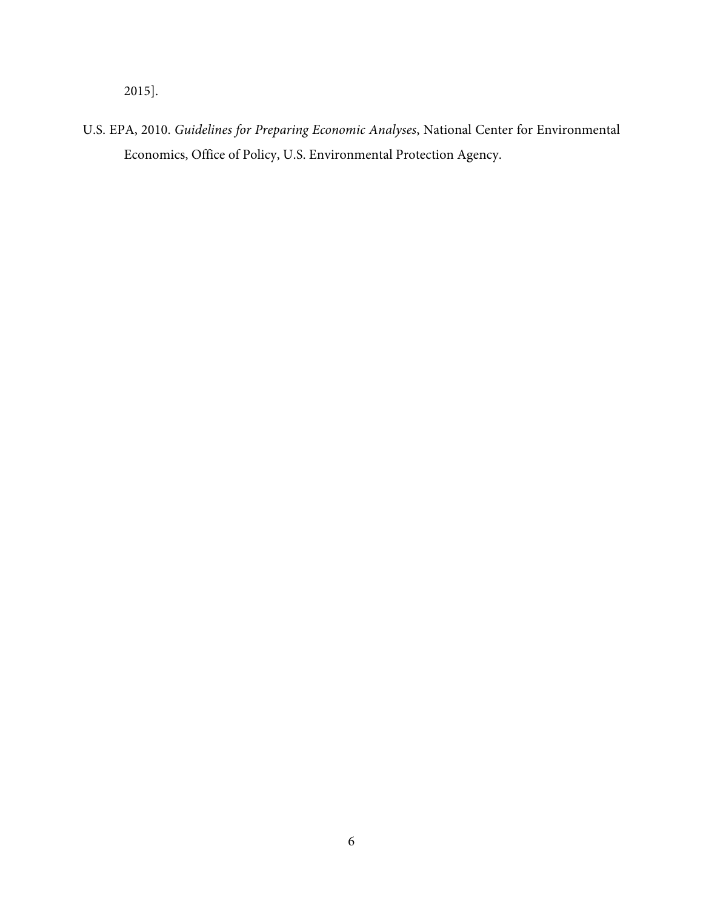2015].

U.S. EPA, 2010. *Guidelines for Preparing Economic Analyses*, National Center for Environmental Economics, Office of Policy, U.S. Environmental Protection Agency.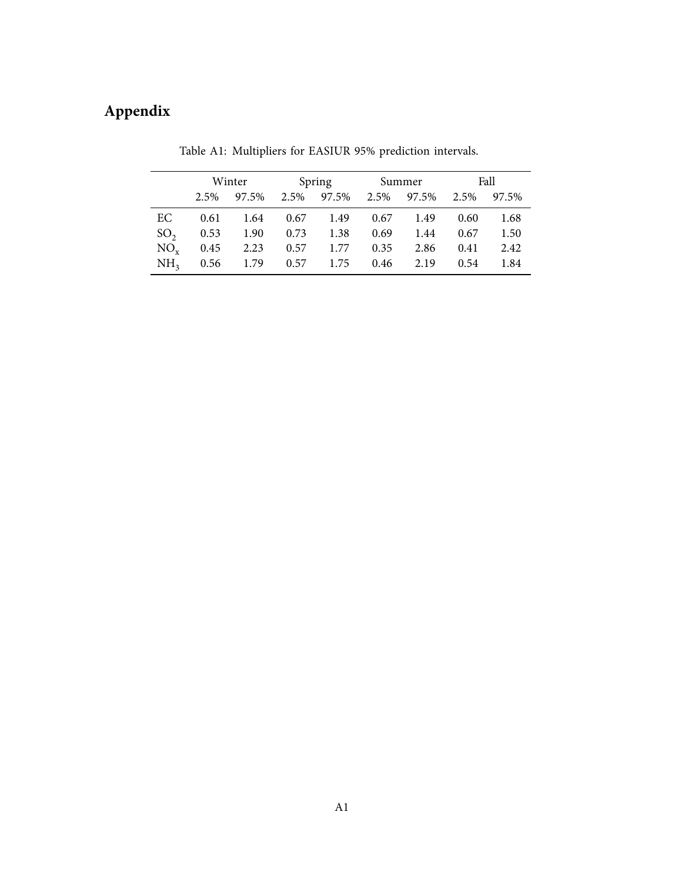# Appendix

Table A1: Multipliers for EASIUR 95% prediction intervals.

| | Winter | | Spring | | Summer | | Fall | |
|---|---|---|---|---|---|---|---|---|
| | 2.5% | 97.5% | 2.5% | 97.5% | 2.5% | 97.5% | 2.5% | 97.5% |
| EC | 0.61 | 1.64 | 0.67 | 1.49 | 0.67 | 1.49 | 0.60 | 1.68 |
| $SO_2$ | 0.53 | 1.90 | 0.73 | 1.38 | 0.69 | 1.44 | 0.67 | 1.50 |
| $NO_x$ | 0.45 | 2.23 | 0.57 | 1.77 | 0.35 | 2.86 | 0.41 | 2.42 |
| $NH_3$ | 0.56 | 1.79 | 0.57 | 1.75 | 0.46 | 2.19 | 0.54 | 1.84 |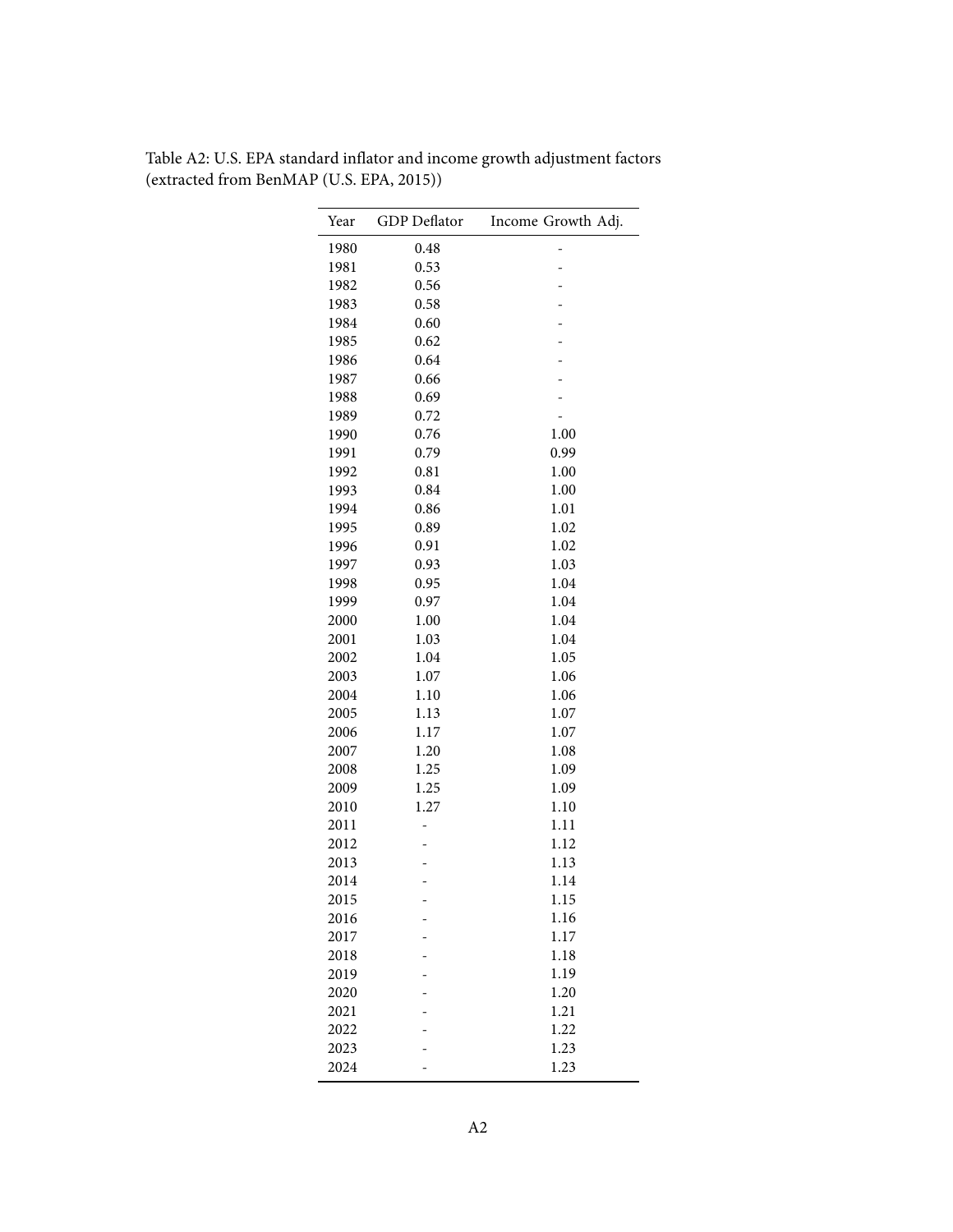Table A2: U.S. EPA standard inflator and income growth adjustment factors (extracted from BenMAP (U.S. EPA, 2015))

| Year | GDP Deflator | Income Growth Adj. |
|---|---|---|
| 1980 | 0.48 | - |
| 1981 | 0.53 | - |
| 1982 | 0.56 | - |
| 1983 | 0.58 | - |
| 1984 | 0.60 | - |
| 1985 | 0.62 | - |
| 1986 | 0.64 | - |
| 1987 | 0.66 | - |
| 1988 | 0.69 | - |
| 1989 | 0.72 | - |
| 1990 | 0.76 | 1.00 |
| 1991 | 0.79 | 0.99 |
| 1992 | 0.81 | 1.00 |
| 1993 | 0.84 | 1.00 |
| 1994 | 0.86 | 1.01 |
| 1995 | 0.89 | 1.02 |
| 1996 | 0.91 | 1.02 |
| 1997 | 0.93 | 1.03 |
| 1998 | 0.95 | 1.04 |
| 1999 | 0.97 | 1.04 |
| 2000 | 1.00 | 1.04 |
| 2001 | 1.03 | 1.04 |
| 2002 | 1.04 | 1.05 |
| 2003 | 1.07 | 1.06 |
| 2004 | 1.10 | 1.06 |
| 2005 | 1.13 | 1.07 |
| 2006 | 1.17 | 1.07 |
| 2007 | 1.20 | 1.08 |
| 2008 | 1.25 | 1.09 |
| 2009 | 1.25 | 1.09 |
| 2010 | 1.27 | 1.10 |
| 2011 | - | 1.11 |
| 2012 | - | 1.12 |
| 2013 | - | 1.13 |
| 2014 | - | 1.14 |
| 2015 | - | 1.15 |
| 2016 | - | 1.16 |
| 2017 | - | 1.17 |
| 2018 | - | 1.18 |
| 2019 | - | 1.19 |
| 2020 | - | 1.20 |
| 2021 | - | 1.21 |
| 2022 | - | 1.22 |
| 2023 | - | 1.23 |
| 2024 | - | 1.23 |